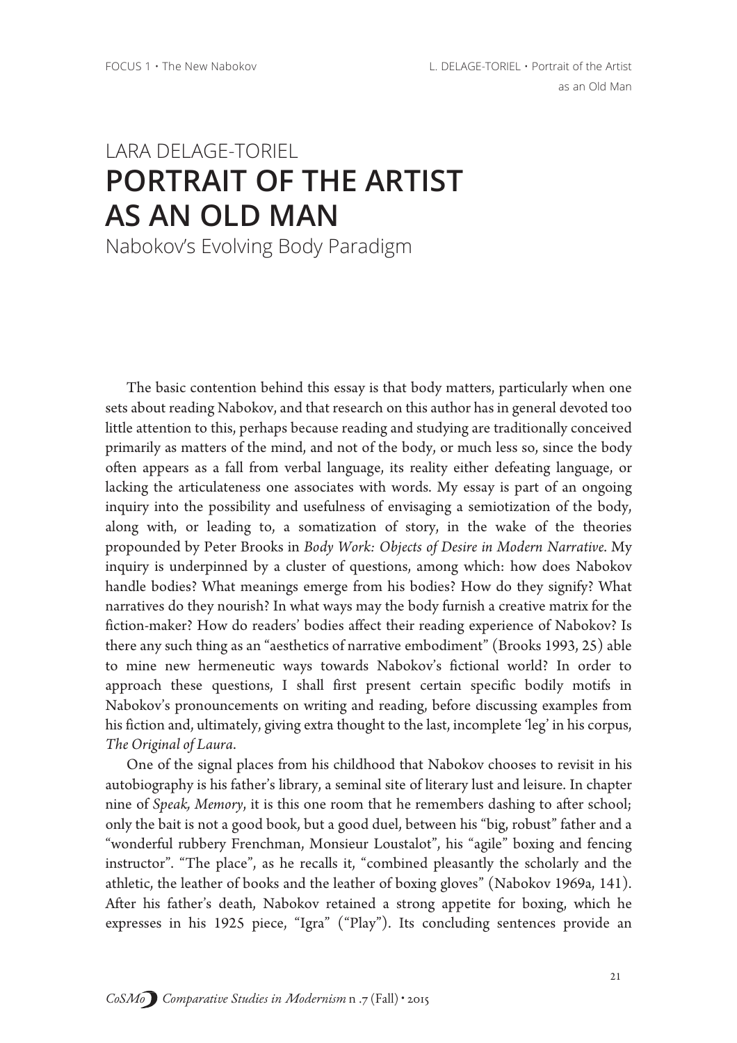LARA DELAGE-TORIEL

# PORTRAIT OF THE ARTIST AS AN OLD MAN

## Nabokov's Evolving Body Paradigm

The basic contention behind this essay is that body matters, particularly when one sets about reading Nabokov, and that research on this author has in general devoted too little attention to this, perhaps because reading and studying are traditionally conceived primarily as matters of the mind, and not of the body, or much less so, since the body often appears as a fall from verbal language, its reality either defeating language, or lacking the articulateness one associates with words. My essay is part of an ongoing inquiry into the possibility and usefulness of envisaging a semiotization of the body, along with, or leading to, a somatization of story, in the wake of the theories propounded by Peter Brooks in *Body Work: Objects of Desire in Modern Narrative*. My inquiry is underpinned by a cluster of questions, among which: how does Nabokov handle bodies? What meanings emerge from his bodies? How do they signify? What narratives do they nourish? In what ways may the body furnish a creative matrix for the fiction-maker? How do readers' bodies affect their reading experience of Nabokov? Is there any such thing as an "aesthetics of narrative embodiment" (Brooks 1993, 25) able to mine new hermeneutic ways towards Nabokov's fictional world? In order to approach these questions, I shall first present certain specific bodily motifs in Nabokov's pronouncements on writing and reading, before discussing examples from his fiction and, ultimately, giving extra thought to the last, incomplete 'leg' in his corpus, *The Original of Laura*.

One of the signal places from his childhood that Nabokov chooses to revisit in his autobiography is his father's library, a seminal site of literary lust and leisure. In chapter nine of *Speak, Memory*, it is this one room that he remembers dashing to after school; only the bait is not a good book, but a good duel, between his "big, robust" father and a "wonderful rubbery Frenchman, Monsieur Loustalot", his "agile" boxing and fencing instructor". "The place", as he recalls it, "combined pleasantly the scholarly and the athletic, the leather of books and the leather of boxing gloves" (Nabokov 1969a, 141). After his father's death, Nabokov retained a strong appetite for boxing, which he expresses in his 1925 piece, "Igra" ("Play"). Its concluding sentences provide an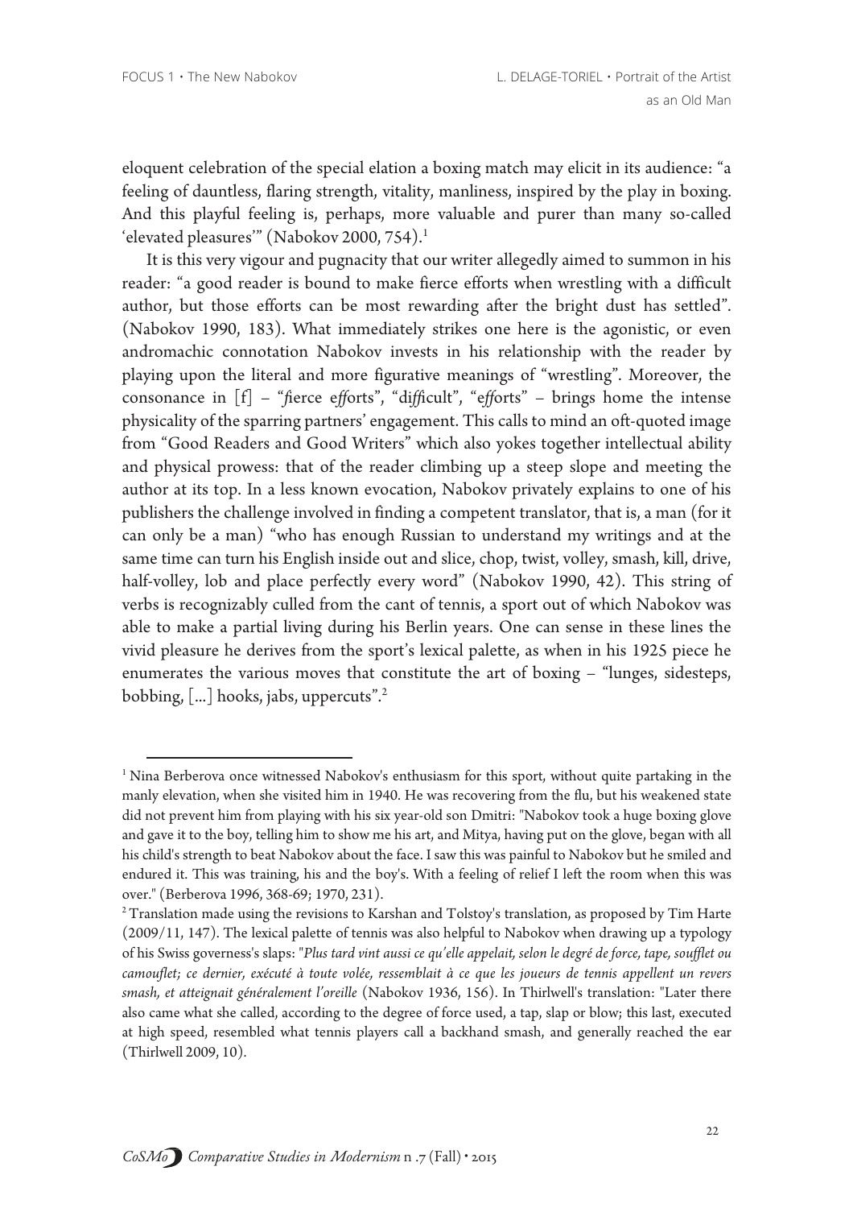eloquent celebration of the special elation a boxing match may elicit in its audience: "a feeling of dauntless, flaring strength, vitality, manliness, inspired by the play in boxing. And this playful feeling is, perhaps, more valuable and purer than many so-called 'elevated pleasures'" (Nabokov 2000, 754).[1]

It is this very vigour and pugnacity that our writer allegedly aimed to summon in his reader: "a good reader is bound to make fierce efforts when wrestling with a difficult author, but those efforts can be most rewarding after the bright dust has settled". (Nabokov 1990, 183). What immediately strikes one here is the agonistic, or even andromachic connotation Nabokov invests in his relationship with the reader by playing upon the literal and more figurative meanings of "wrestling". Moreover, the consonance in [f] – "*f*ierce e*ff*orts", "di*ff*icult", "e*ff*orts" – brings home the intense physicality of the sparring partners' engagement. This calls to mind an oft-quoted image from "Good Readers and Good Writers" which also yokes together intellectual ability and physical prowess: that of the reader climbing up a steep slope and meeting the author at its top. In a less known evocation, Nabokov privately explains to one of his publishers the challenge involved in finding a competent translator, that is, a man (for it can only be a man) "who has enough Russian to understand my writings and at the same time can turn his English inside out and slice, chop, twist, volley, smash, kill, drive, half-volley, lob and place perfectly every word" (Nabokov 1990, 42). This string of verbs is recognizably culled from the cant of tennis, a sport out of which Nabokov was able to make a partial living during his Berlin years. One can sense in these lines the vivid pleasure he derives from the sport's lexical palette, as when in his 1925 piece he enumerates the various moves that constitute the art of boxing – "lunges, sidesteps, bobbing, [...] hooks, jabs, uppercuts".[2]

---

[1] Nina Berberova once witnessed Nabokov's enthusiasm for this sport, without quite partaking in the manly elevation, when she visited him in 1940. He was recovering from the flu, but his weakened state did not prevent him from playing with his six year-old son Dmitri: "Nabokov took a huge boxing glove and gave it to the boy, telling him to show me his art, and Mitya, having put on the glove, began with all his child's strength to beat Nabokov about the face. I saw this was painful to Nabokov but he smiled and endured it. This was training, his and the boy's. With a feeling of relief I left the room when this was over." (Berberova 1996, 368-69; 1970, 231).

[2] Translation made using the revisions to Karshan and Tolstoy's translation, as proposed by Tim Harte (2009/11, 147). The lexical palette of tennis was also helpful to Nabokov when drawing up a typology of his Swiss governess's slaps: "*Plus tard vint aussi ce qu'elle appelait, selon le degré de force, tape, soufflet ou camouflet; ce dernier, exécuté à toute volée, ressemblait à ce que les joueurs de tennis appellent un revers smash, et atteignait généralement l'oreille* (Nabokov 1936, 156). In Thirlwell's translation: "Later there also came what she called, according to the degree of force used, a tap, slap or blow; this last, executed at high speed, resembled what tennis players call a backhand smash, and generally reached the ear (Thirlwell 2009, 10).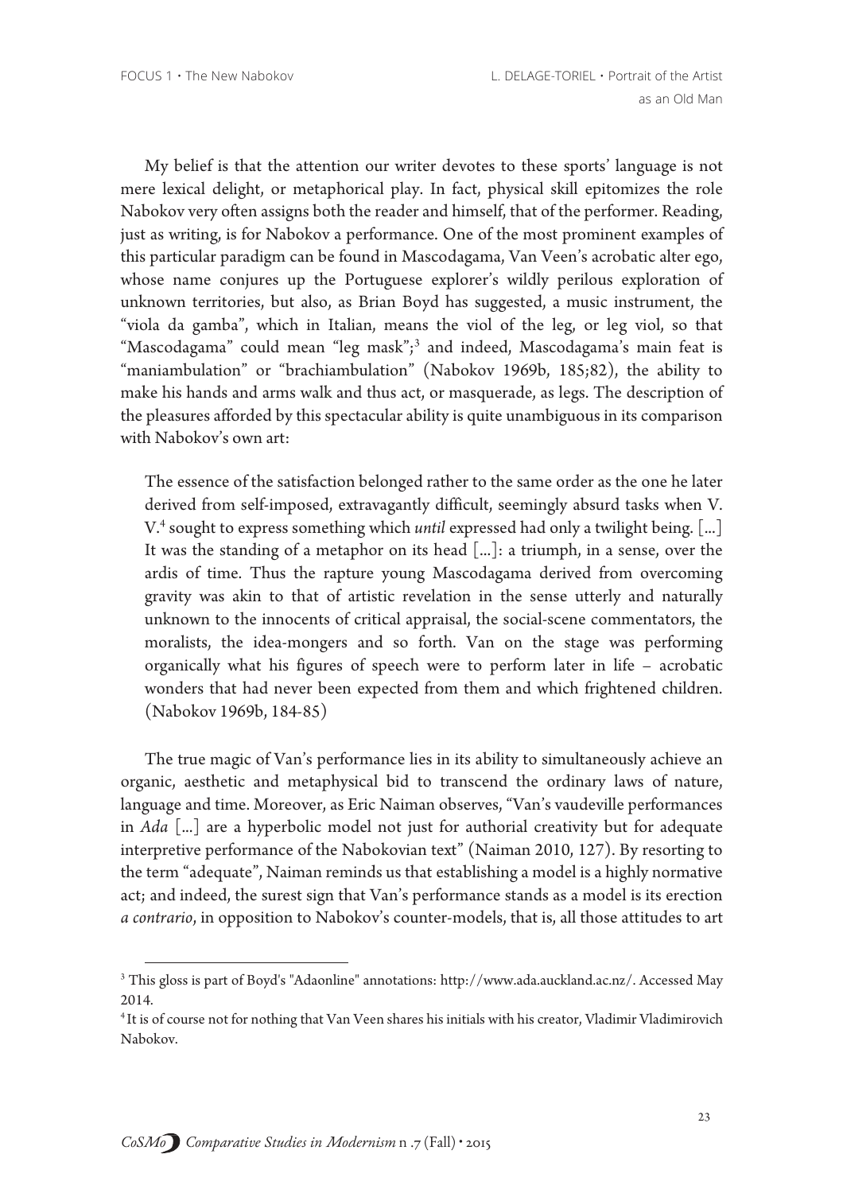My belief is that the attention our writer devotes to these sports' language is not mere lexical delight, or metaphorical play. In fact, physical skill epitomizes the role Nabokov very often assigns both the reader and himself, that of the performer. Reading, just as writing, is for Nabokov a performance. One of the most prominent examples of this particular paradigm can be found in Mascodagama, Van Veen's acrobatic alter ego, whose name conjures up the Portuguese explorer's wildly perilous exploration of unknown territories, but also, as Brian Boyd has suggested, a music instrument, the "viola da gamba", which in Italian, means the viol of the leg, or leg viol, so that "Mascodagama" could mean "leg mask";[3] and indeed, Mascodagama's main feat is "maniambulation" or "brachiambulation" (Nabokov 1969b, 185;82), the ability to make his hands and arms walk and thus act, or masquerade, as legs. The description of the pleasures afforded by this spectacular ability is quite unambiguous in its comparison with Nabokov's own art:

> The essence of the satisfaction belonged rather to the same order as the one he later derived from self-imposed, extravagantly difficult, seemingly absurd tasks when V. V.[4] sought to express something which *until* expressed had only a twilight being. [...] It was the standing of a metaphor on its head [...]: a triumph, in a sense, over the ardis of time. Thus the rapture young Mascodagama derived from overcoming gravity was akin to that of artistic revelation in the sense utterly and naturally unknown to the innocents of critical appraisal, the social-scene commentators, the moralists, the idea-mongers and so forth. Van on the stage was performing organically what his figures of speech were to perform later in life – acrobatic wonders that had never been expected from them and which frightened children. (Nabokov 1969b, 184-85)

The true magic of Van's performance lies in its ability to simultaneously achieve an organic, aesthetic and metaphysical bid to transcend the ordinary laws of nature, language and time. Moreover, as Eric Naiman observes, "Van's vaudeville performances in *Ada* [...] are a hyperbolic model not just for authorial creativity but for adequate interpretive performance of the Nabokovian text" (Naiman 2010, 127). By resorting to the term "adequate", Naiman reminds us that establishing a model is a highly normative act; and indeed, the surest sign that Van's performance stands as a model is its erection *a contrario*, in opposition to Nabokov's counter-models, that is, all those attitudes to art

---

[3] This gloss is part of Boyd's "Adaonline" annotations: http://www.ada.auckland.ac.nz/. Accessed May 2014.

[4] It is of course not for nothing that Van Veen shares his initials with his creator, Vladimir Vladimirovich Nabokov.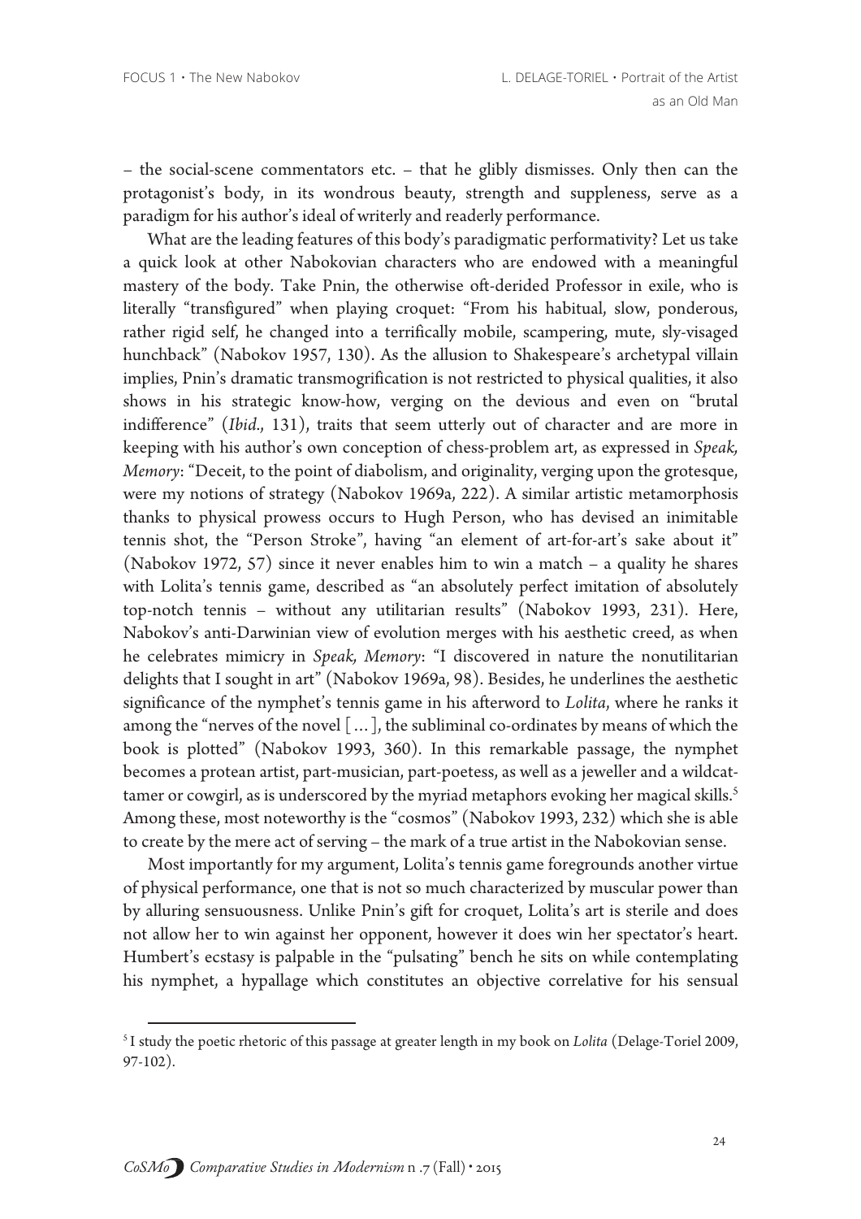– the social-scene commentators etc. – that he glibly dismisses. Only then can the protagonist's body, in its wondrous beauty, strength and suppleness, serve as a paradigm for his author's ideal of writerly and readerly performance.

What are the leading features of this body's paradigmatic performativity? Let us take a quick look at other Nabokovian characters who are endowed with a meaningful mastery of the body. Take Pnin, the otherwise oft-derided Professor in exile, who is literally "transfigured" when playing croquet: "From his habitual, slow, ponderous, rather rigid self, he changed into a terrifically mobile, scampering, mute, sly-visaged hunchback" (Nabokov 1957, 130). As the allusion to Shakespeare's archetypal villain implies, Pnin's dramatic transmogrification is not restricted to physical qualities, it also shows in his strategic know-how, verging on the devious and even on "brutal indifference" (*Ibid.*, 131), traits that seem utterly out of character and are more in keeping with his author's own conception of chess-problem art, as expressed in *Speak, Memory*: "Deceit, to the point of diabolism, and originality, verging upon the grotesque, were my notions of strategy (Nabokov 1969a, 222). A similar artistic metamorphosis thanks to physical prowess occurs to Hugh Person, who has devised an inimitable tennis shot, the "Person Stroke", having "an element of art-for-art's sake about it" (Nabokov 1972, 57) since it never enables him to win a match – a quality he shares with Lolita's tennis game, described as "an absolutely perfect imitation of absolutely top-notch tennis – without any utilitarian results" (Nabokov 1993, 231). Here, Nabokov's anti-Darwinian view of evolution merges with his aesthetic creed, as when he celebrates mimicry in *Speak, Memory*: "I discovered in nature the nonutilitarian delights that I sought in art" (Nabokov 1969a, 98). Besides, he underlines the aesthetic significance of the nymphet's tennis game in his afterword to *Lolita*, where he ranks it among the "nerves of the novel [...], the subliminal co-ordinates by means of which the book is plotted" (Nabokov 1993, 360). In this remarkable passage, the nymphet becomes a protean artist, part-musician, part-poetess, as well as a jeweller and a wildcat-tamer or cowgirl, as is underscored by the myriad metaphors evoking her magical skills.[5] Among these, most noteworthy is the "cosmos" (Nabokov 1993, 232) which she is able to create by the mere act of serving – the mark of a true artist in the Nabokovian sense.

Most importantly for my argument, Lolita's tennis game foregrounds another virtue of physical performance, one that is not so much characterized by muscular power than by alluring sensuousness. Unlike Pnin's gift for croquet, Lolita's art is sterile and does not allow her to win against her opponent, however it does win her spectator's heart. Humbert's ecstasy is palpable in the "pulsating" bench he sits on while contemplating his nymphet, a hypallage which constitutes an objective correlative for his sensual

---

[5] I study the poetic rhetoric of this passage at greater length in my book on *Lolita* (Delage-Toriel 2009, 97-102).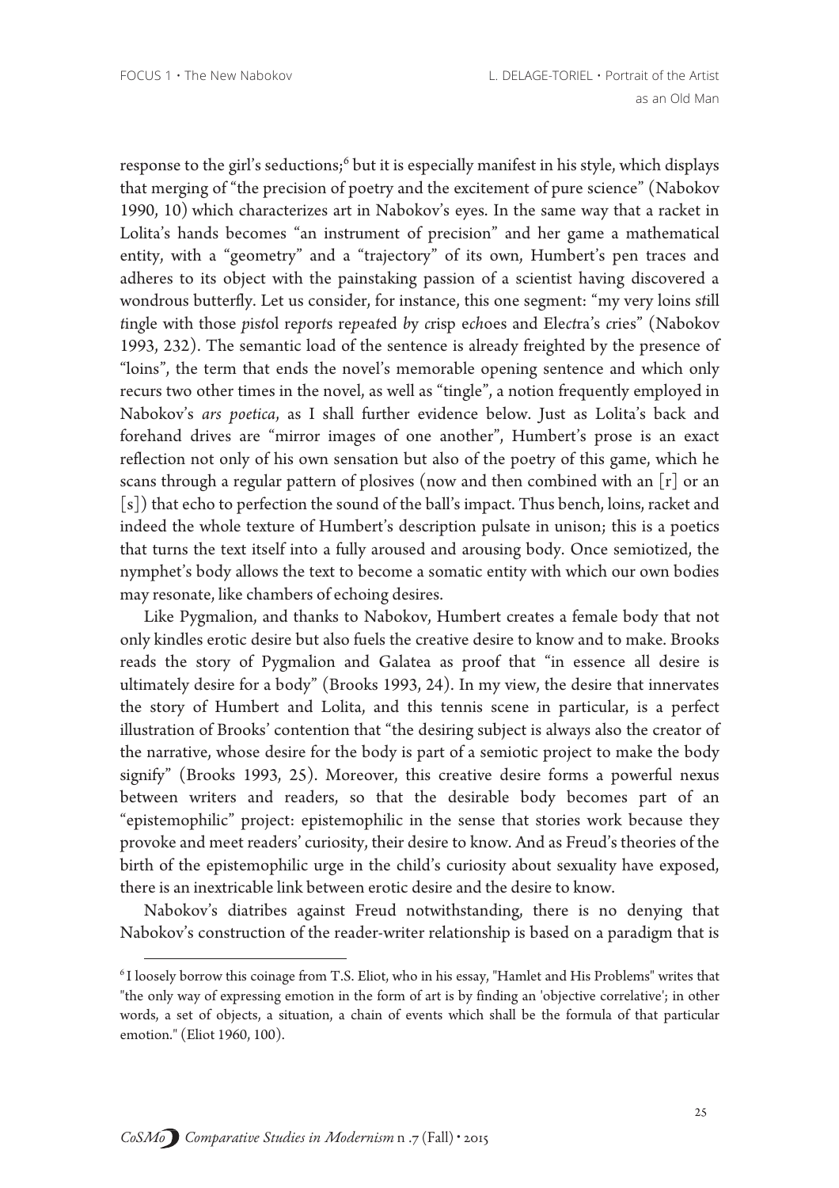response to the girl's seductions;[6] but it is especially manifest in his style, which displays that merging of "the precision of poetry and the excitement of pure science" (Nabokov 1990, 10) which characterizes art in Nabokov's eyes. In the same way that a racket in Lolita's hands becomes "an instrument of precision" and her game a mathematical entity, with a "geometry" and a "trajectory" of its own, Humbert's pen traces and adheres to its object with the painstaking passion of a scientist having discovered a wondrous butterfly. Let us consider, for instance, this one segment: "my very loins s*t*ill *t*ingle with those *p*is*t*ol re*p*or*t*s re*p*ea*t*ed *b*y *c*risp e*ch*oes and Ele*ct*ra's *c*ries" (Nabokov 1993, 232). The semantic load of the sentence is already freighted by the presence of "loins", the term that ends the novel's memorable opening sentence and which only recurs two other times in the novel, as well as "tingle", a notion frequently employed in Nabokov's *ars poetica*, as I shall further evidence below. Just as Lolita's back and forehand drives are "mirror images of one another", Humbert's prose is an exact reflection not only of his own sensation but also of the poetry of this game, which he scans through a regular pattern of plosives (now and then combined with an [r] or an [s]) that echo to perfection the sound of the ball's impact. Thus bench, loins, racket and indeed the whole texture of Humbert's description pulsate in unison; this is a poetics that turns the text itself into a fully aroused and arousing body. Once semiotized, the nymphet's body allows the text to become a somatic entity with which our own bodies may resonate, like chambers of echoing desires.

Like Pygmalion, and thanks to Nabokov, Humbert creates a female body that not only kindles erotic desire but also fuels the creative desire to know and to make. Brooks reads the story of Pygmalion and Galatea as proof that "in essence all desire is ultimately desire for a body" (Brooks 1993, 24). In my view, the desire that innervates the story of Humbert and Lolita, and this tennis scene in particular, is a perfect illustration of Brooks' contention that "the desiring subject is always also the creator of the narrative, whose desire for the body is part of a semiotic project to make the body signify" (Brooks 1993, 25). Moreover, this creative desire forms a powerful nexus between writers and readers, so that the desirable body becomes part of an "epistemophilic" project: epistemophilic in the sense that stories work because they provoke and meet readers' curiosity, their desire to know. And as Freud's theories of the birth of the epistemophilic urge in the child's curiosity about sexuality have exposed, there is an inextricable link between erotic desire and the desire to know.

Nabokov's diatribes against Freud notwithstanding, there is no denying that Nabokov's construction of the reader-writer relationship is based on a paradigm that is

---

[6] I loosely borrow this coinage from T.S. Eliot, who in his essay, "Hamlet and His Problems" writes that "the only way of expressing emotion in the form of art is by finding an 'objective correlative'; in other words, a set of objects, a situation, a chain of events which shall be the formula of that particular emotion." (Eliot 1960, 100).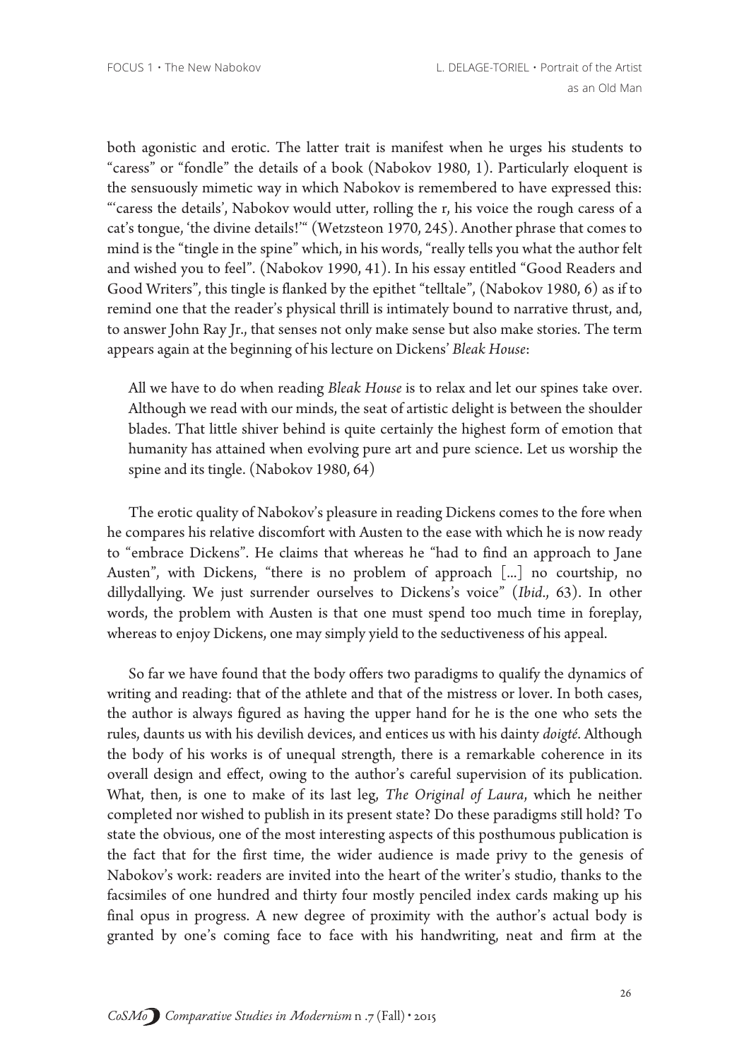both agonistic and erotic. The latter trait is manifest when he urges his students to "caress" or "fondle" the details of a book (Nabokov 1980, 1). Particularly eloquent is the sensuously mimetic way in which Nabokov is remembered to have expressed this: "'caress the details', Nabokov would utter, rolling the r, his voice the rough caress of a cat's tongue, 'the divine details!'" (Wetzsteon 1970, 245). Another phrase that comes to mind is the "tingle in the spine" which, in his words, "really tells you what the author felt and wished you to feel". (Nabokov 1990, 41). In his essay entitled "Good Readers and Good Writers", this tingle is flanked by the epithet "telltale", (Nabokov 1980, 6) as if to remind one that the reader's physical thrill is intimately bound to narrative thrust, and, to answer John Ray Jr., that senses not only make sense but also make stories. The term appears again at the beginning of his lecture on Dickens' *Bleak House*:

> All we have to do when reading *Bleak House* is to relax and let our spines take over. Although we read with our minds, the seat of artistic delight is between the shoulder blades. That little shiver behind is quite certainly the highest form of emotion that humanity has attained when evolving pure art and pure science. Let us worship the spine and its tingle. (Nabokov 1980, 64)

The erotic quality of Nabokov's pleasure in reading Dickens comes to the fore when he compares his relative discomfort with Austen to the ease with which he is now ready to "embrace Dickens". He claims that whereas he "had to find an approach to Jane Austen", with Dickens, "there is no problem of approach [...] no courtship, no dillydallying. We just surrender ourselves to Dickens's voice" (*Ibid*., 63). In other words, the problem with Austen is that one must spend too much time in foreplay, whereas to enjoy Dickens, one may simply yield to the seductiveness of his appeal.

So far we have found that the body offers two paradigms to qualify the dynamics of writing and reading: that of the athlete and that of the mistress or lover. In both cases, the author is always figured as having the upper hand for he is the one who sets the rules, daunts us with his devilish devices, and entices us with his dainty *doigté*. Although the body of his works is of unequal strength, there is a remarkable coherence in its overall design and effect, owing to the author's careful supervision of its publication. What, then, is one to make of its last leg, *The Original of Laura*, which he neither completed nor wished to publish in its present state? Do these paradigms still hold? To state the obvious, one of the most interesting aspects of this posthumous publication is the fact that for the first time, the wider audience is made privy to the genesis of Nabokov's work: readers are invited into the heart of the writer's studio, thanks to the facsimiles of one hundred and thirty four mostly penciled index cards making up his final opus in progress. A new degree of proximity with the author's actual body is granted by one's coming face to face with his handwriting, neat and firm at the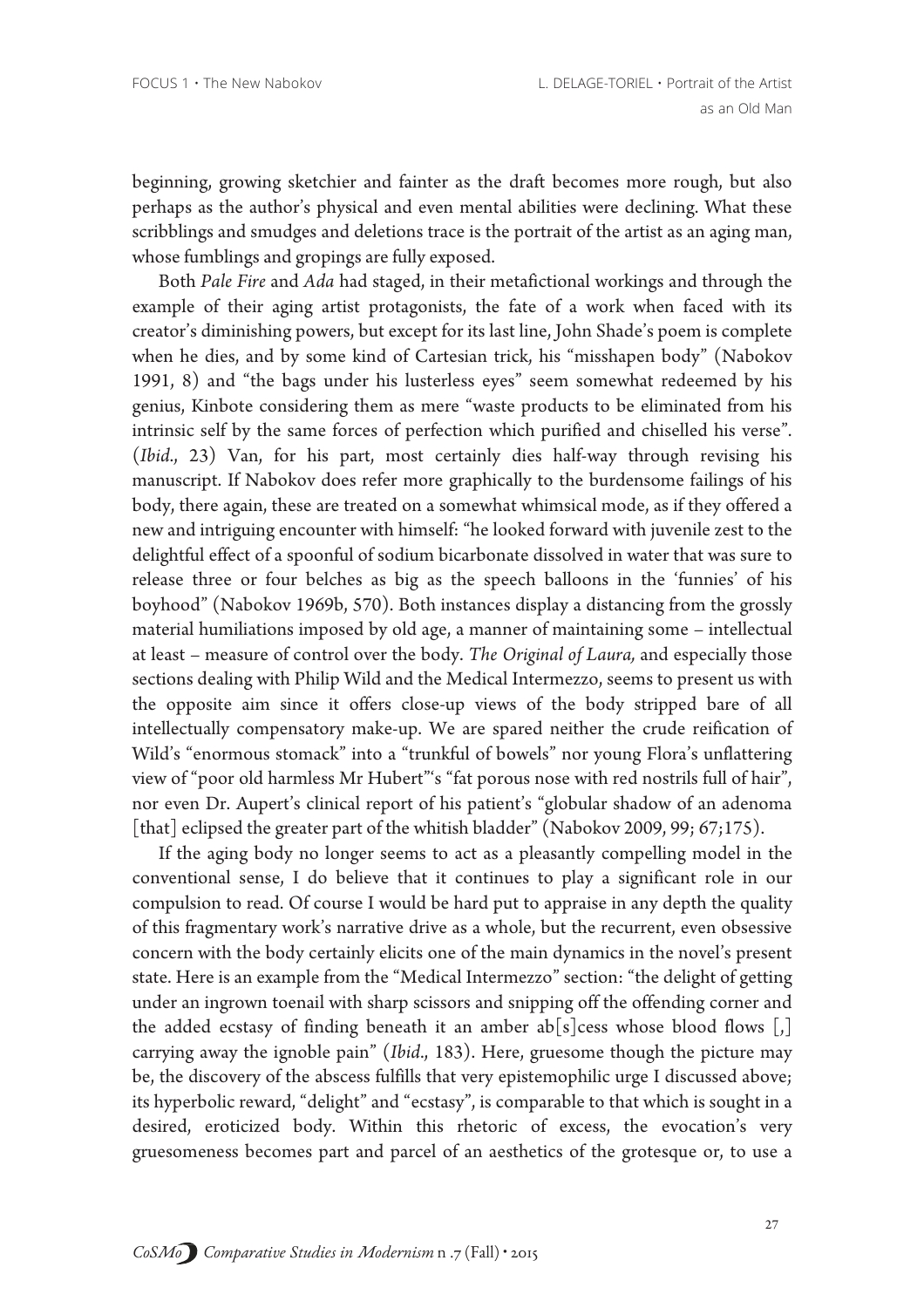beginning, growing sketchier and fainter as the draft becomes more rough, but also perhaps as the author's physical and even mental abilities were declining. What these scribblings and smudges and deletions trace is the portrait of the artist as an aging man, whose fumblings and gropings are fully exposed.

Both *Pale Fire* and *Ada* had staged, in their metafictional workings and through the example of their aging artist protagonists, the fate of a work when faced with its creator's diminishing powers, but except for its last line, John Shade's poem is complete when he dies, and by some kind of Cartesian trick, his "misshapen body" (Nabokov 1991, 8) and "the bags under his lusterless eyes" seem somewhat redeemed by his genius, Kinbote considering them as mere "waste products to be eliminated from his intrinsic self by the same forces of perfection which purified and chiselled his verse". (*Ibid*., 23) Van, for his part, most certainly dies half-way through revising his manuscript. If Nabokov does refer more graphically to the burdensome failings of his body, there again, these are treated on a somewhat whimsical mode, as if they offered a new and intriguing encounter with himself: "he looked forward with juvenile zest to the delightful effect of a spoonful of sodium bicarbonate dissolved in water that was sure to release three or four belches as big as the speech balloons in the 'funnies' of his boyhood" (Nabokov 1969b, 570). Both instances display a distancing from the grossly material humiliations imposed by old age, a manner of maintaining some – intellectual at least – measure of control over the body. *The Original of Laura,* and especially those sections dealing with Philip Wild and the Medical Intermezzo, seems to present us with the opposite aim since it offers close-up views of the body stripped bare of all intellectually compensatory make-up. We are spared neither the crude reification of Wild's "enormous stomack" into a "trunkful of bowels" nor young Flora's unflattering view of "poor old harmless Mr Hubert"'s "fat porous nose with red nostrils full of hair", nor even Dr. Aupert's clinical report of his patient's "globular shadow of an adenoma [that] eclipsed the greater part of the whitish bladder" (Nabokov 2009, 99; 67;175).

If the aging body no longer seems to act as a pleasantly compelling model in the conventional sense, I do believe that it continues to play a significant role in our compulsion to read. Of course I would be hard put to appraise in any depth the quality of this fragmentary work's narrative drive as a whole, but the recurrent, even obsessive concern with the body certainly elicits one of the main dynamics in the novel's present state. Here is an example from the "Medical Intermezzo" section: "the delight of getting under an ingrown toenail with sharp scissors and snipping off the offending corner and the added ecstasy of finding beneath it an amber ab[s]cess whose blood flows [,] carrying away the ignoble pain" (*Ibid*., 183). Here, gruesome though the picture may be, the discovery of the abscess fulfills that very epistemophilic urge I discussed above; its hyperbolic reward, "delight" and "ecstasy", is comparable to that which is sought in a desired, eroticized body. Within this rhetoric of excess, the evocation's very gruesomeness becomes part and parcel of an aesthetics of the grotesque or, to use a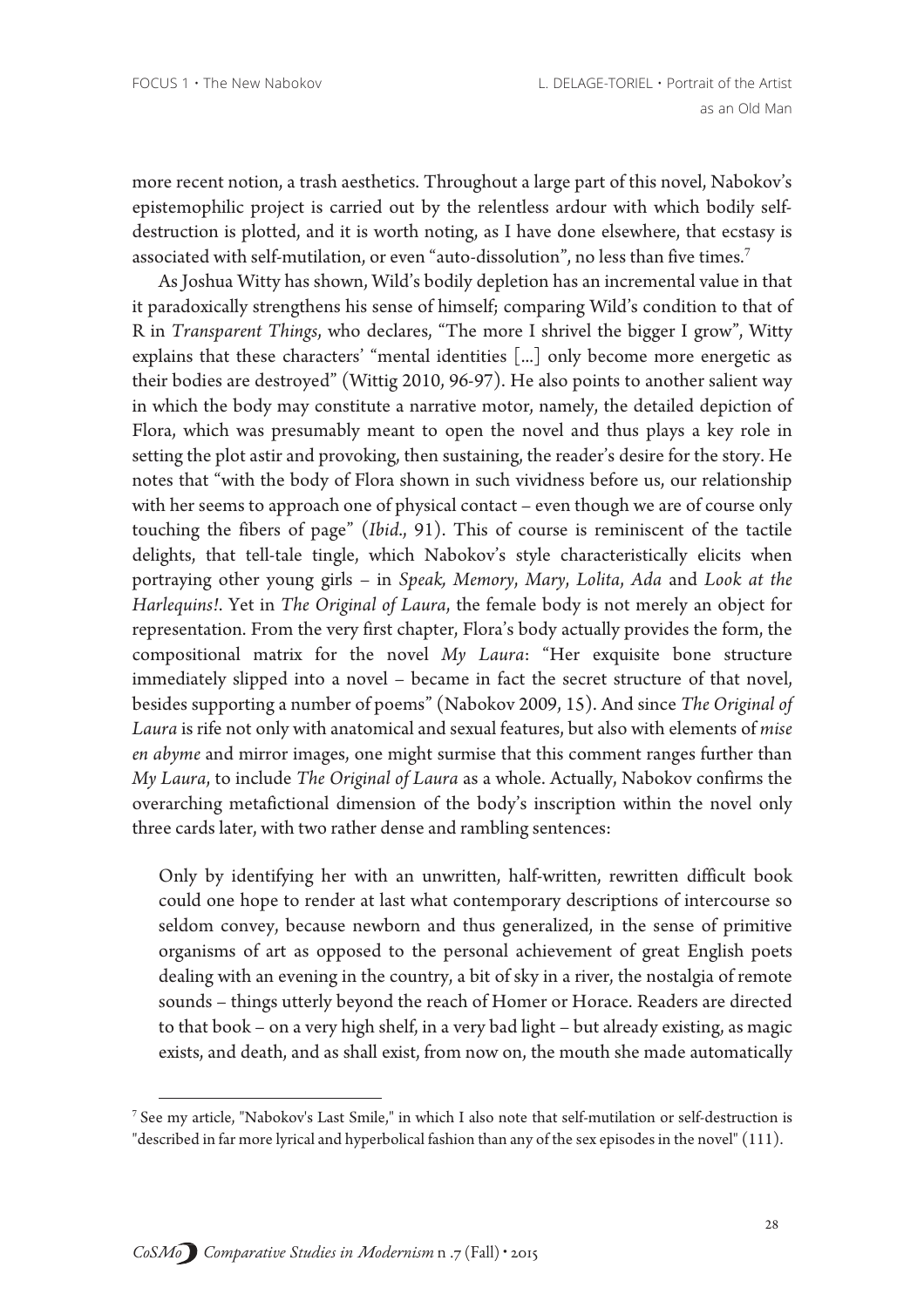more recent notion, a trash aesthetics. Throughout a large part of this novel, Nabokov's epistemophilic project is carried out by the relentless ardour with which bodily self-destruction is plotted, and it is worth noting, as I have done elsewhere, that ecstasy is associated with self-mutilation, or even "auto-dissolution", no less than five times.[7]

As Joshua Witty has shown, Wild's bodily depletion has an incremental value in that it paradoxically strengthens his sense of himself; comparing Wild's condition to that of R in *Transparent Things*, who declares, "The more I shrivel the bigger I grow", Witty explains that these characters' "mental identities [...] only become more energetic as their bodies are destroyed" (Wittig 2010, 96-97). He also points to another salient way in which the body may constitute a narrative motor, namely, the detailed depiction of Flora, which was presumably meant to open the novel and thus plays a key role in setting the plot astir and provoking, then sustaining, the reader's desire for the story. He notes that "with the body of Flora shown in such vividness before us, our relationship with her seems to approach one of physical contact – even though we are of course only touching the fibers of page" (*Ibid.*, 91). This of course is reminiscent of the tactile delights, that tell-tale tingle, which Nabokov's style characteristically elicits when portraying other young girls – in *Speak, Memory*, *Mary*, *Lolita*, *Ada* and *Look at the Harlequins!*. Yet in *The Original of Laura*, the female body is not merely an object for representation. From the very first chapter, Flora's body actually provides the form, the compositional matrix for the novel *My Laura*: "Her exquisite bone structure immediately slipped into a novel – became in fact the secret structure of that novel, besides supporting a number of poems" (Nabokov 2009, 15). And since *The Original of Laura* is rife not only with anatomical and sexual features, but also with elements of *mise en abyme* and mirror images, one might surmise that this comment ranges further than *My Laura*, to include *The Original of Laura* as a whole. Actually, Nabokov confirms the overarching metafictional dimension of the body's inscription within the novel only three cards later, with two rather dense and rambling sentences:

> Only by identifying her with an unwritten, half-written, rewritten difficult book could one hope to render at last what contemporary descriptions of intercourse so seldom convey, because newborn and thus generalized, in the sense of primitive organisms of art as opposed to the personal achievement of great English poets dealing with an evening in the country, a bit of sky in a river, the nostalgia of remote sounds – things utterly beyond the reach of Homer or Horace. Readers are directed to that book – on a very high shelf, in a very bad light – but already existing, as magic exists, and death, and as shall exist, from now on, the mouth she made automatically

[7] See my article, "Nabokov's Last Smile," in which I also note that self-mutilation or self-destruction is "described in far more lyrical and hyperbolical fashion than any of the sex episodes in the novel" (111).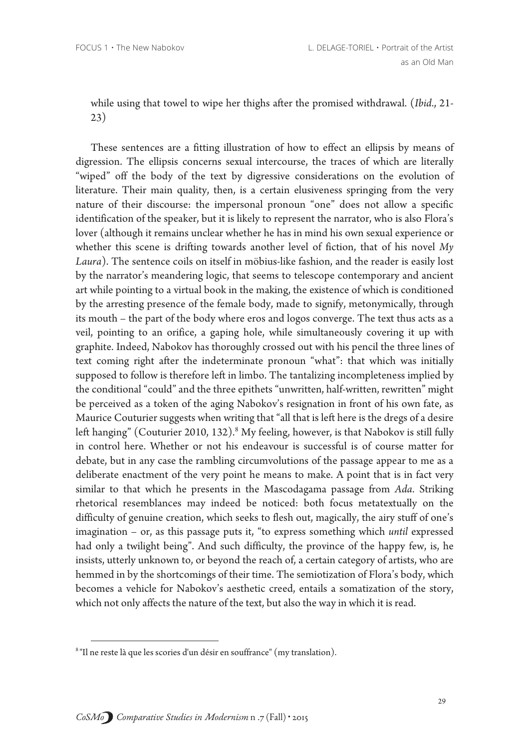while using that towel to wipe her thighs after the promised withdrawal. (*Ibid.*, 21-23)

These sentences are a fitting illustration of how to effect an ellipsis by means of digression. The ellipsis concerns sexual intercourse, the traces of which are literally "wiped" off the body of the text by digressive considerations on the evolution of literature. Their main quality, then, is a certain elusiveness springing from the very nature of their discourse: the impersonal pronoun "one" does not allow a specific identification of the speaker, but it is likely to represent the narrator, who is also Flora's lover (although it remains unclear whether he has in mind his own sexual experience or whether this scene is drifting towards another level of fiction, that of his novel *My Laura*). The sentence coils on itself in möbius-like fashion, and the reader is easily lost by the narrator's meandering logic, that seems to telescope contemporary and ancient art while pointing to a virtual book in the making, the existence of which is conditioned by the arresting presence of the female body, made to signify, metonymically, through its mouth – the part of the body where eros and logos converge. The text thus acts as a veil, pointing to an orifice, a gaping hole, while simultaneously covering it up with graphite. Indeed, Nabokov has thoroughly crossed out with his pencil the three lines of text coming right after the indeterminate pronoun "what": that which was initially supposed to follow is therefore left in limbo. The tantalizing incompleteness implied by the conditional "could" and the three epithets "unwritten, half-written, rewritten" might be perceived as a token of the aging Nabokov's resignation in front of his own fate, as Maurice Couturier suggests when writing that "all that is left here is the dregs of a desire left hanging" (Couturier 2010, 132).[8] My feeling, however, is that Nabokov is still fully in control here. Whether or not his endeavour is successful is of course matter for debate, but in any case the rambling circumvolutions of the passage appear to me as a deliberate enactment of the very point he means to make. A point that is in fact very similar to that which he presents in the Mascodagama passage from *Ada*. Striking rhetorical resemblances may indeed be noticed: both focus metatextually on the difficulty of genuine creation, which seeks to flesh out, magically, the airy stuff of one's imagination – or, as this passage puts it, "to express something which *until* expressed had only a twilight being". And such difficulty, the province of the happy few, is, he insists, utterly unknown to, or beyond the reach of, a certain category of artists, who are hemmed in by the shortcomings of their time. The semiotization of Flora's body, which becomes a vehicle for Nabokov's aesthetic creed, entails a somatization of the story, which not only affects the nature of the text, but also the way in which it is read.

[8] "Il ne reste là que les scories d'un désir en souffrance" (my translation).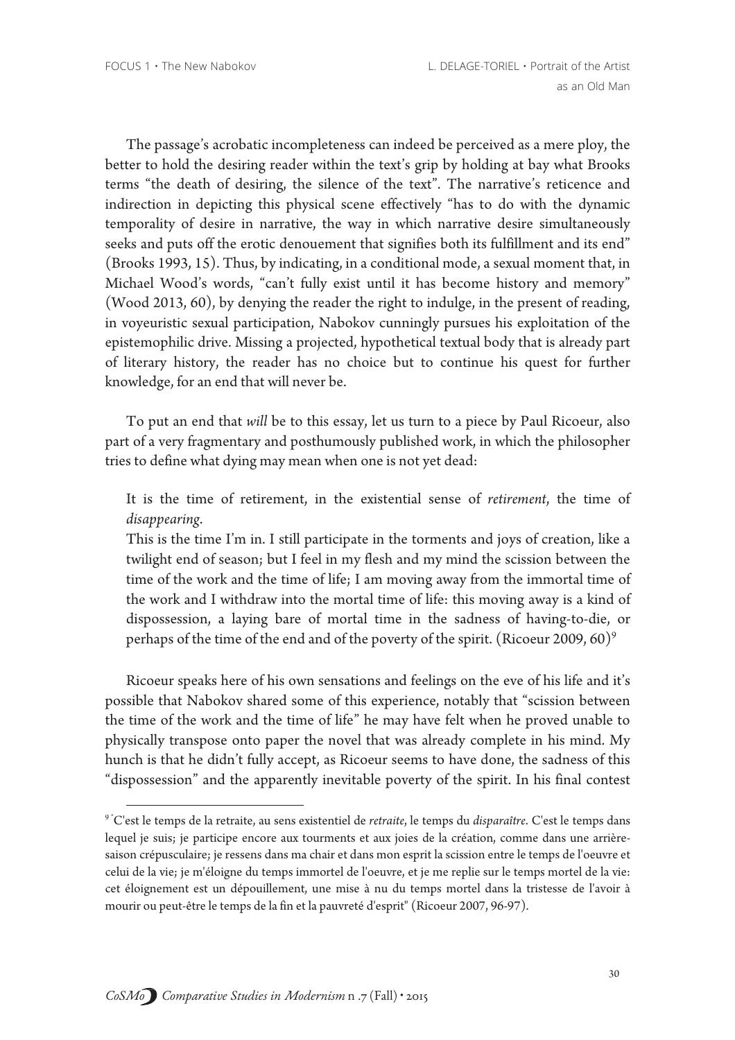The passage's acrobatic incompleteness can indeed be perceived as a mere ploy, the better to hold the desiring reader within the text's grip by holding at bay what Brooks terms "the death of desiring, the silence of the text". The narrative's reticence and indirection in depicting this physical scene effectively "has to do with the dynamic temporality of desire in narrative, the way in which narrative desire simultaneously seeks and puts off the erotic denouement that signifies both its fulfillment and its end" (Brooks 1993, 15). Thus, by indicating, in a conditional mode, a sexual moment that, in Michael Wood's words, "can't fully exist until it has become history and memory" (Wood 2013, 60), by denying the reader the right to indulge, in the present of reading, in voyeuristic sexual participation, Nabokov cunningly pursues his exploitation of the epistemophilic drive. Missing a projected, hypothetical textual body that is already part of literary history, the reader has no choice but to continue his quest for further knowledge, for an end that will never be.

To put an end that *will* be to this essay, let us turn to a piece by Paul Ricoeur, also part of a very fragmentary and posthumously published work, in which the philosopher tries to define what dying may mean when one is not yet dead:

> It is the time of retirement, in the existential sense of *retirement*, the time of *disappearing*.
>
> This is the time I'm in. I still participate in the torments and joys of creation, like a twilight end of season; but I feel in my flesh and my mind the scission between the time of the work and the time of life; I am moving away from the immortal time of the work and I withdraw into the mortal time of life: this moving away is a kind of dispossession, a laying bare of mortal time in the sadness of having-to-die, or perhaps of the time of the end and of the poverty of the spirit. (Ricoeur 2009, 60)[9]

Ricoeur speaks here of his own sensations and feelings on the eve of his life and it's possible that Nabokov shared some of this experience, notably that "scission between the time of the work and the time of life" he may have felt when he proved unable to physically transpose onto paper the novel that was already complete in his mind. My hunch is that he didn't fully accept, as Ricoeur seems to have done, the sadness of this "dispossession" and the apparently inevitable poverty of the spirit. In his final contest

---

[9] "C'est le temps de la retraite, au sens existentiel de *retraite*, le temps du *disparaître*. C'est le temps dans lequel je suis; je participe encore aux tourments et aux joies de la création, comme dans une arrière-saison crépusculaire; je ressens dans ma chair et dans mon esprit la scission entre le temps de l'oeuvre et celui de la vie; je m'éloigne du temps immortel de l'oeuvre, et je me replie sur le temps mortel de la vie: cet éloignement est un dépouillement, une mise à nu du temps mortel dans la tristesse de l'avoir à mourir ou peut-être le temps de la fin et la pauvreté d'esprit" (Ricoeur 2007, 96-97).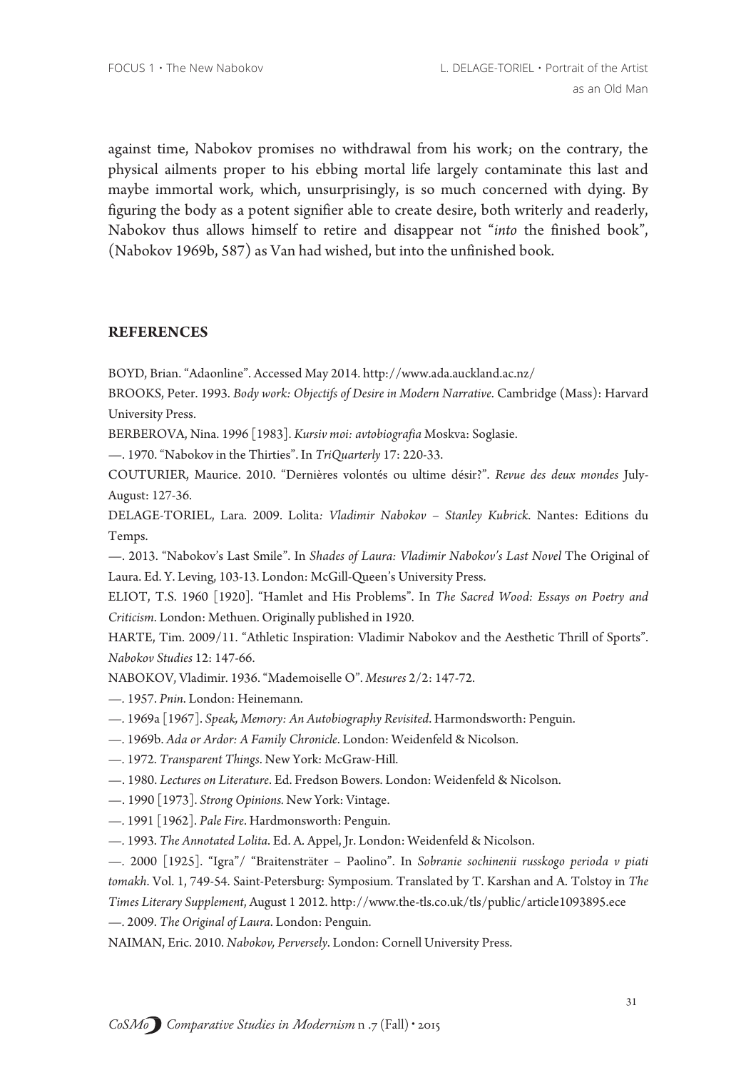against time, Nabokov promises no withdrawal from his work; on the contrary, the physical ailments proper to his ebbing mortal life largely contaminate this last and maybe immortal work, which, unsurprisingly, is so much concerned with dying. By figuring the body as a potent signifier able to create desire, both writerly and readerly, Nabokov thus allows himself to retire and disappear not "*into* the finished book", (Nabokov 1969b, 587) as Van had wished, but into the unfinished book.

## REFERENCES

BOYD, Brian. "Adaonline". Accessed May 2014. http://www.ada.auckland.ac.nz/

BROOKS, Peter. 1993. *Body work: Objectifs of Desire in Modern Narrative*. Cambridge (Mass): Harvard University Press.

BERBEROVA, Nina. 1996 [1983]. *Kursiv moi: avtobiografia* Moskva: Soglasie.

—. 1970. "Nabokov in the Thirties". In *TriQuarterly* 17: 220-33.

COUTURIER, Maurice. 2010. "Dernières volontés ou ultime désir?". *Revue des deux mondes* July-August: 127-36.

DELAGE-TORIEL, Lara. 2009. Lolita*: Vladimir Nabokov – Stanley Kubrick*. Nantes: Editions du Temps.

—. 2013. "Nabokov's Last Smile". In *Shades of Laura: Vladimir Nabokov's Last Novel* The Original of Laura. Ed. Y. Leving, 103-13. London: McGill-Queen's University Press.

ELIOT, T.S. 1960 [1920]. "Hamlet and His Problems". In *The Sacred Wood: Essays on Poetry and Criticism*. London: Methuen. Originally published in 1920.

HARTE, Tim. 2009/11. "Athletic Inspiration: Vladimir Nabokov and the Aesthetic Thrill of Sports". *Nabokov Studies* 12: 147-66.

NABOKOV, Vladimir. 1936. "Mademoiselle O". *Mesures* 2/2: 147-72.

—. 1957. *Pnin*. London: Heinemann.

—. 1969a [1967]. *Speak, Memory: An Autobiography Revisited*. Harmondsworth: Penguin.

—. 1969b. *Ada or Ardor: A Family Chronicle*. London: Weidenfeld & Nicolson.

—. 1972. *Transparent Things*. New York: McGraw-Hill.

—. 1980. *Lectures on Literature*. Ed. Fredson Bowers. London: Weidenfeld & Nicolson.

—. 1990 [1973]. *Strong Opinions*. New York: Vintage.

—. 1991 [1962]. *Pale Fire*. Hardmonsworth: Penguin.

—. 1993. *The Annotated Lolita*. Ed. A. Appel, Jr. London: Weidenfeld & Nicolson.

—. 2000 [1925]. "Igra"/ "Braitensträter – Paolino". In *Sobranie sochinenii russkogo perioda v piati tomakh*. Vol. 1, 749-54. Saint-Petersburg: Symposium. Translated by T. Karshan and A. Tolstoy in *The Times Literary Supplement*, August 1 2012. http://www.the-tls.co.uk/tls/public/article1093895.ece

—. 2009. *The Original of Laura*. London: Penguin.

NAIMAN, Eric. 2010. *Nabokov, Perversely*. London: Cornell University Press.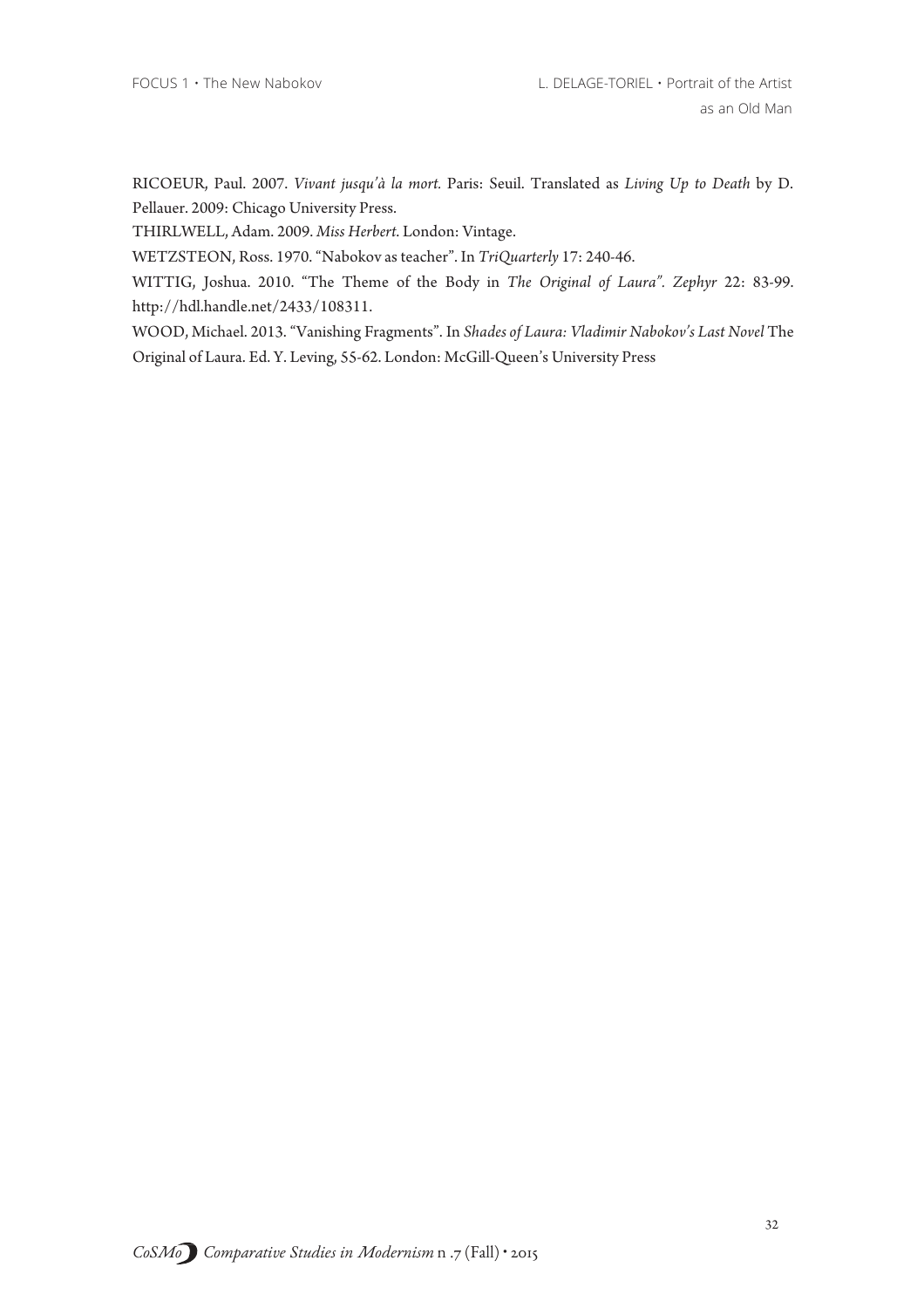RICOEUR, Paul. 2007. *Vivant jusqu'à la mort.* Paris: Seuil. Translated as *Living Up to Death* by D. Pellauer. 2009: Chicago University Press.

THIRLWELL, Adam. 2009. *Miss Herbert*. London: Vintage.

WETZSTEON, Ross. 1970. "Nabokov as teacher". In *TriQuarterly* 17: 240-46.

WITTIG, Joshua. 2010. "The Theme of the Body in *The Original of Laura*". *Zephyr* 22: 83-99. http://hdl.handle.net/2433/108311.

WOOD, Michael. 2013. "Vanishing Fragments". In *Shades of Laura: Vladimir Nabokov's Last Novel* The Original of Laura. Ed. Y. Leving, 55-62. London: McGill-Queen's University Press